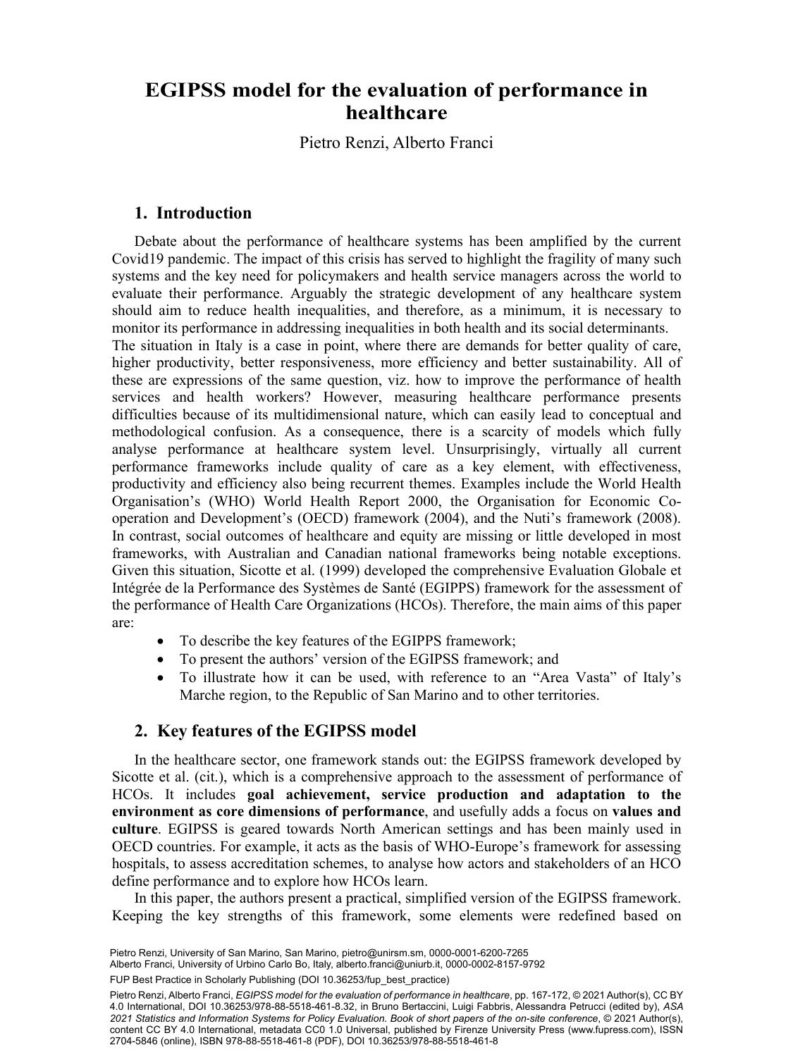# EGIPSS model for the evaluation of performance in healthcare

Pietro Renzi, Alberto Franci

## 1. Introduction

Debate about the performance of healthcare systems has been amplified by the current Covid19 pandemic. The impact of this crisis has served to highlight the fragility of many such systems and the key need for policymakers and health service managers across the world to evaluate their performance. Arguably the strategic development of any healthcare system should aim to reduce health inequalities, and therefore, as a minimum, it is necessary to monitor its performance in addressing inequalities in both health and its social determinants.
The situation in Italy is a case in point, where there are demands for better quality of care, higher productivity, better responsiveness, more efficiency and better sustainability. All of these are expressions of the same question, viz. how to improve the performance of health services and health workers? However, measuring healthcare performance presents difficulties because of its multidimensional nature, which can easily lead to conceptual and methodological confusion. As a consequence, there is a scarcity of models which fully analyse performance at healthcare system level. Unsurprisingly, virtually all current performance frameworks include quality of care as a key element, with effectiveness, productivity and efficiency also being recurrent themes. Examples include the World Health Organisation's (WHO) World Health Report 2000, the Organisation for Economic Co-operation and Development's (OECD) framework (2004), and the Nuti's framework (2008). In contrast, social outcomes of healthcare and equity are missing or little developed in most frameworks, with Australian and Canadian national frameworks being notable exceptions. Given this situation, Sicotte et al. (1999) developed the comprehensive Evaluation Globale et Intégrée de la Performance des Systèmes de Santé (EGIPPS) framework for the assessment of the performance of Health Care Organizations (HCOs). Therefore, the main aims of this paper are:

- To describe the key features of the EGIPPS framework;
- To present the authors' version of the EGIPSS framework; and
- To illustrate how it can be used, with reference to an "Area Vasta" of Italy's Marche region, to the Republic of San Marino and to other territories.

## 2. Key features of the EGIPSS model

In the healthcare sector, one framework stands out: the EGIPSS framework developed by Sicotte et al. (cit.), which is a comprehensive approach to the assessment of performance of HCOs. It includes **goal achievement, service production and adaptation to the environment as core dimensions of performance**, and usefully adds a focus on **values and culture**. EGIPSS is geared towards North American settings and has been mainly used in OECD countries. For example, it acts as the basis of WHO-Europe's framework for assessing hospitals, to assess accreditation schemes, to analyse how actors and stakeholders of an HCO define performance and to explore how HCOs learn.

In this paper, the authors present a practical, simplified version of the EGIPSS framework. Keeping the key strengths of this framework, some elements were redefined based on

Pietro Renzi, University of San Marino, San Marino, pietro@unirsm.sm, 0000-0001-6200-7265
Alberto Franci, University of Urbino Carlo Bo, Italy, alberto.franci@uniurb.it, 0000-0002-8157-9792

FUP Best Practice in Scholarly Publishing (DOI 10.36253/fup_best_practice)

Pietro Renzi, Alberto Franci, *EGIPSS model for the evaluation of performance in healthcare*, pp. 167-172, © 2021 Author(s), CC BY 4.0 International, DOI 10.36253/978-88-5518-461-8.32, in Bruno Bertaccini, Luigi Fabbris, Alessandra Petrucci (edited by), *ASA 2021 Statistics and Information Systems for Policy Evaluation. Book of short papers of the on-site conference*, © 2021 Author(s), content CC BY 4.0 International, metadata CC0 1.0 Universal, published by Firenze University Press (www.fupress.com), ISSN 2704-5846 (online), ISBN 978-88-5518-461-8 (PDF), DOI 10.36253/978-88-5518-461-8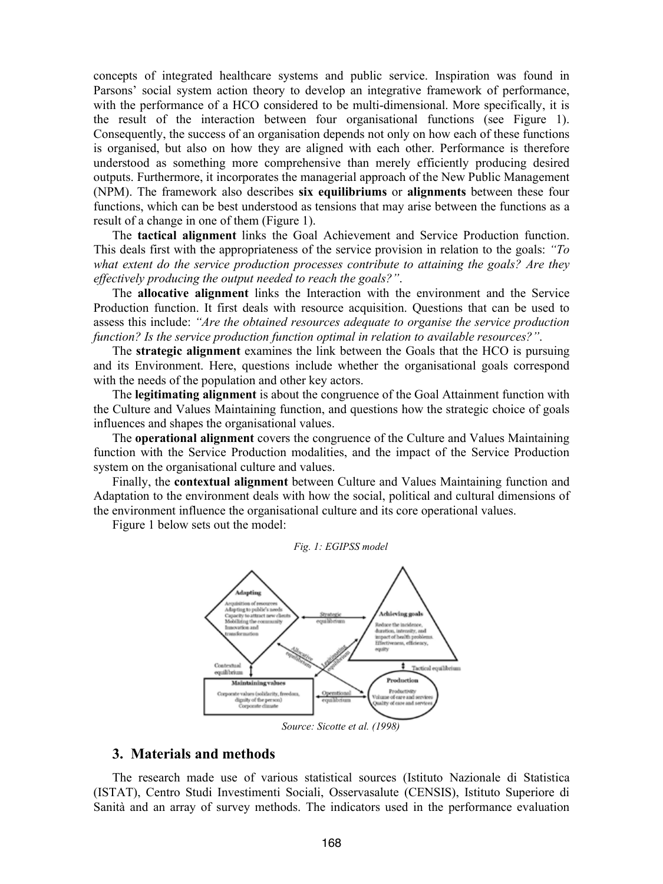concepts of integrated healthcare systems and public service. Inspiration was found in Parsons' social system action theory to develop an integrative framework of performance, with the performance of a HCO considered to be multi-dimensional. More specifically, it is the result of the interaction between four organisational functions (see Figure 1). Consequently, the success of an organisation depends not only on how each of these functions is organised, but also on how they are aligned with each other. Performance is therefore understood as something more comprehensive than merely efficiently producing desired outputs. Furthermore, it incorporates the managerial approach of the New Public Management (NPM). The framework also describes **six equilibriums** or **alignments** between these four functions, which can be best understood as tensions that may arise between the functions as a result of a change in one of them (Figure 1).

The **tactical alignment** links the Goal Achievement and Service Production function. This deals first with the appropriateness of the service provision in relation to the goals: *"To what extent do the service production processes contribute to attaining the goals? Are they effectively producing the output needed to reach the goals?"*.

The **allocative alignment** links the Interaction with the environment and the Service Production function. It first deals with resource acquisition. Questions that can be used to assess this include: *"Are the obtained resources adequate to organise the service production function? Is the service production function optimal in relation to available resources?"*.

The **strategic alignment** examines the link between the Goals that the HCO is pursuing and its Environment. Here, questions include whether the organisational goals correspond with the needs of the population and other key actors.

The **legitimating alignment** is about the congruence of the Goal Attainment function with the Culture and Values Maintaining function, and questions how the strategic choice of goals influences and shapes the organisational values.

The **operational alignment** covers the congruence of the Culture and Values Maintaining function with the Service Production modalities, and the impact of the Service Production system on the organisational culture and values.

Finally, the **contextual alignment** between Culture and Values Maintaining function and Adaptation to the environment deals with how the social, political and cultural dimensions of the environment influence the organisational culture and its core operational values.

Figure 1 below sets out the model:

*Fig. 1: EGIPSS model*

*Source: Sicotte et al. (1998)*

## 3. Materials and methods

The research made use of various statistical sources (Istituto Nazionale di Statistica (ISTAT), Centro Studi Investimenti Sociali, Osservasalute (CENSIS), Istituto Superiore di Sanità and an array of survey methods. The indicators used in the performance evaluation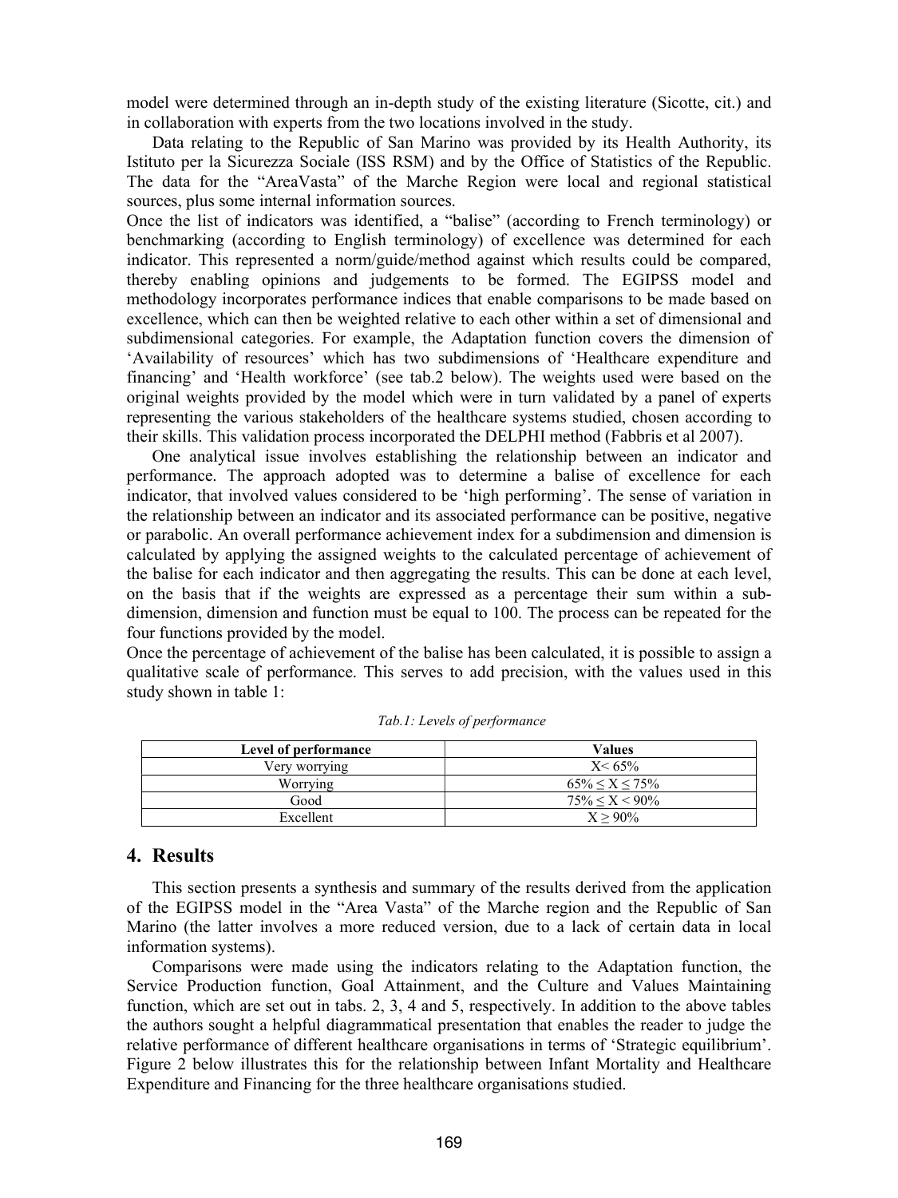model were determined through an in-depth study of the existing literature (Sicotte, cit.) and in collaboration with experts from the two locations involved in the study.

Data relating to the Republic of San Marino was provided by its Health Authority, its Istituto per la Sicurezza Sociale (ISS RSM) and by the Office of Statistics of the Republic. The data for the "AreaVasta" of the Marche Region were local and regional statistical sources, plus some internal information sources.

Once the list of indicators was identified, a "balise" (according to French terminology) or benchmarking (according to English terminology) of excellence was determined for each indicator. This represented a norm/guide/method against which results could be compared, thereby enabling opinions and judgements to be formed. The EGIPSS model and methodology incorporates performance indices that enable comparisons to be made based on excellence, which can then be weighted relative to each other within a set of dimensional and subdimensional categories. For example, the Adaptation function covers the dimension of 'Availability of resources' which has two subdimensions of 'Healthcare expenditure and financing' and 'Health workforce' (see tab.2 below). The weights used were based on the original weights provided by the model which were in turn validated by a panel of experts representing the various stakeholders of the healthcare systems studied, chosen according to their skills. This validation process incorporated the DELPHI method (Fabbris et al 2007).

One analytical issue involves establishing the relationship between an indicator and performance. The approach adopted was to determine a balise of excellence for each indicator, that involved values considered to be 'high performing'. The sense of variation in the relationship between an indicator and its associated performance can be positive, negative or parabolic. An overall performance achievement index for a subdimension and dimension is calculated by applying the assigned weights to the calculated percentage of achievement of the balise for each indicator and then aggregating the results. This can be done at each level, on the basis that if the weights are expressed as a percentage their sum within a sub-dimension, dimension and function must be equal to 100. The process can be repeated for the four functions provided by the model.

Once the percentage of achievement of the balise has been calculated, it is possible to assign a qualitative scale of performance. This serves to add precision, with the values used in this study shown in table 1:

*Tab.1: Levels of performance*

| Level of performance | Values |
|---|---|
| Very worrying | $X < 65\%$ |
| Worrying | $65\% \leq X \leq 75\%$ |
| Good | $75\% \leq X < 90\%$ |
| Excellent | $X \geq 90\%$ |

## 4. Results

This section presents a synthesis and summary of the results derived from the application of the EGIPSS model in the "Area Vasta" of the Marche region and the Republic of San Marino (the latter involves a more reduced version, due to a lack of certain data in local information systems).

Comparisons were made using the indicators relating to the Adaptation function, the Service Production function, Goal Attainment, and the Culture and Values Maintaining function, which are set out in tabs. 2, 3, 4 and 5, respectively. In addition to the above tables the authors sought a helpful diagrammatical presentation that enables the reader to judge the relative performance of different healthcare organisations in terms of 'Strategic equilibrium'. Figure 2 below illustrates this for the relationship between Infant Mortality and Healthcare Expenditure and Financing for the three healthcare organisations studied.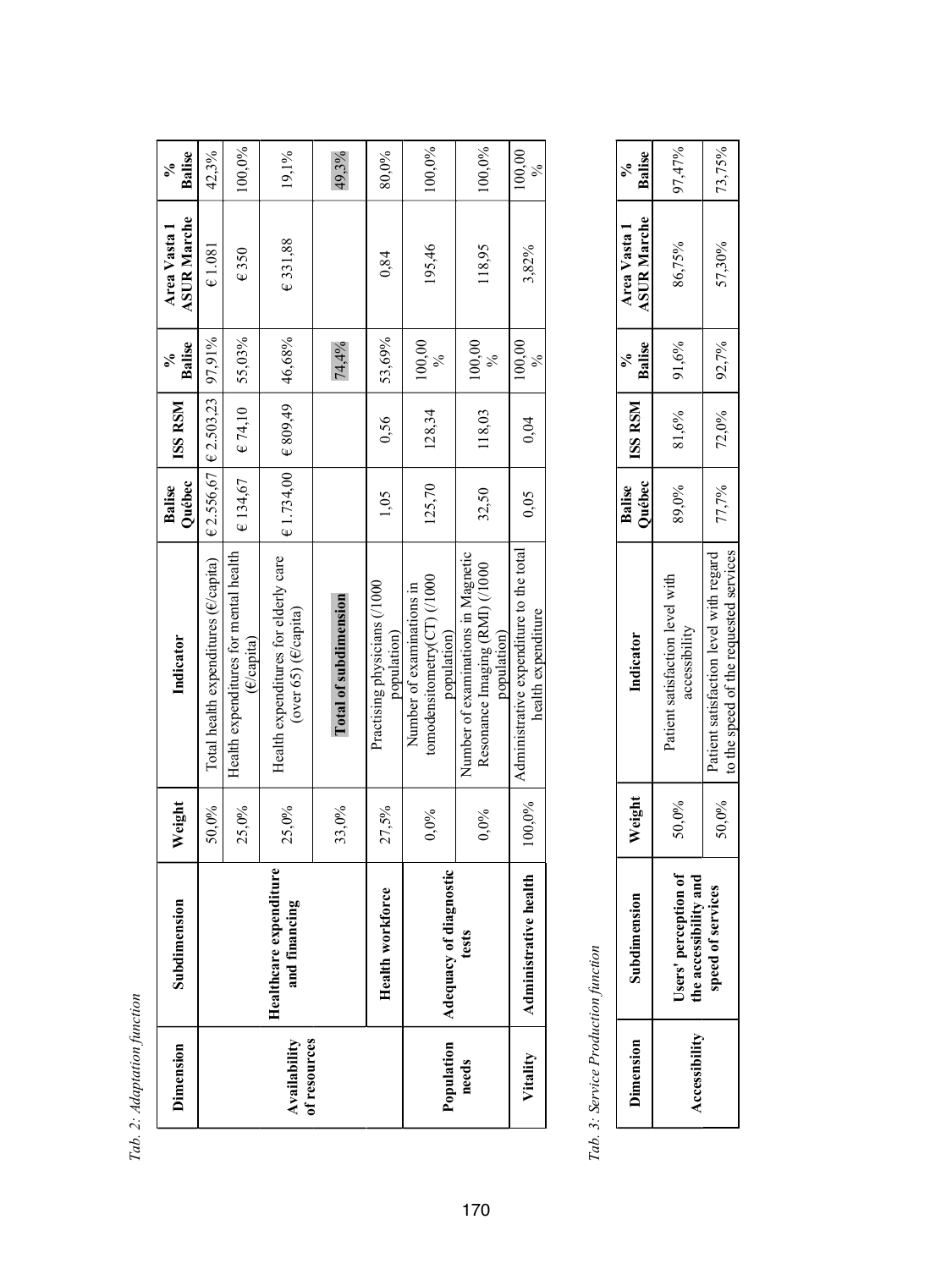*Tab. 2: Adaptation function*

| Dimension | Subdimension | Weight | Indicator | Balise Québec | ISS RSM | % Balise | Area Vasta 1 ASUR Marche | % Balise |
|---|---|---|---|---|---|---|---|---|
| Availability of resources | Healthcare expenditure and financing | 50,0% | Total health expenditures (€/capita) | € 2.556,67 | € 2.503,23 | 97,91% | € 1.081 | 42,3% |
| | | 25,0% | Health expenditures for mental health (€/capita) | € 134,67 | € 74,10 | 55,03% | € 350 | 100,0% |
| | | 25,0% | Health expenditures for elderly care (over 65) (€/capita) | € 1.734,00 | € 809,49 | 46,68% | € 331,88 | 19,1% |
| | | 33,0% | **Total of subdimension** | | | 74,4% | | 49,3% |
| | Health workforce | 27,5% | Practising physicians (/1000 population) | 1,05 | 0,56 | 53,69% | 0,84 | 80,0% |
| Population needs | Adequacy of diagnostic tests | 0,0% | Number of examinations in tomodensitometry(CT) (/1000 population) | 125,70 | 128,34 | 100,00 % | 195,46 | 100,0% |
| | | 0,0% | Number of examinations in Magnetic Resonance Imaging (RMI) (/1000 population) | 32,50 | 118,03 | 100,00 % | 118,95 | 100,0% |
| Vitality | Administrative health | 100,0% | Administrative expenditure to the total health expenditure | 0,05 | 0,04 | 100,00 % | 3,82% | 100,00 % |

*Tab. 3: Service Production function*

| Dimension | Subdimension | Weight | Indicator | Balise Québec | ISS RSM | % Balise | Area Vasta 1 ASUR Marche | % Balise |
|---|---|---|---|---|---|---|---|---|
| Accessibility | Users' perception of the accessibility and speed of services | 50,0% | Patient satisfaction level with accessibility | 89,0% | 81,6% | 91,6% | 86,75% | 97,47% |
| | | 50,0% | Patient satisfaction level with regard to the speed of the requested services | 77,7% | 72,0% | 92,7% | 57,30% | 73,75% |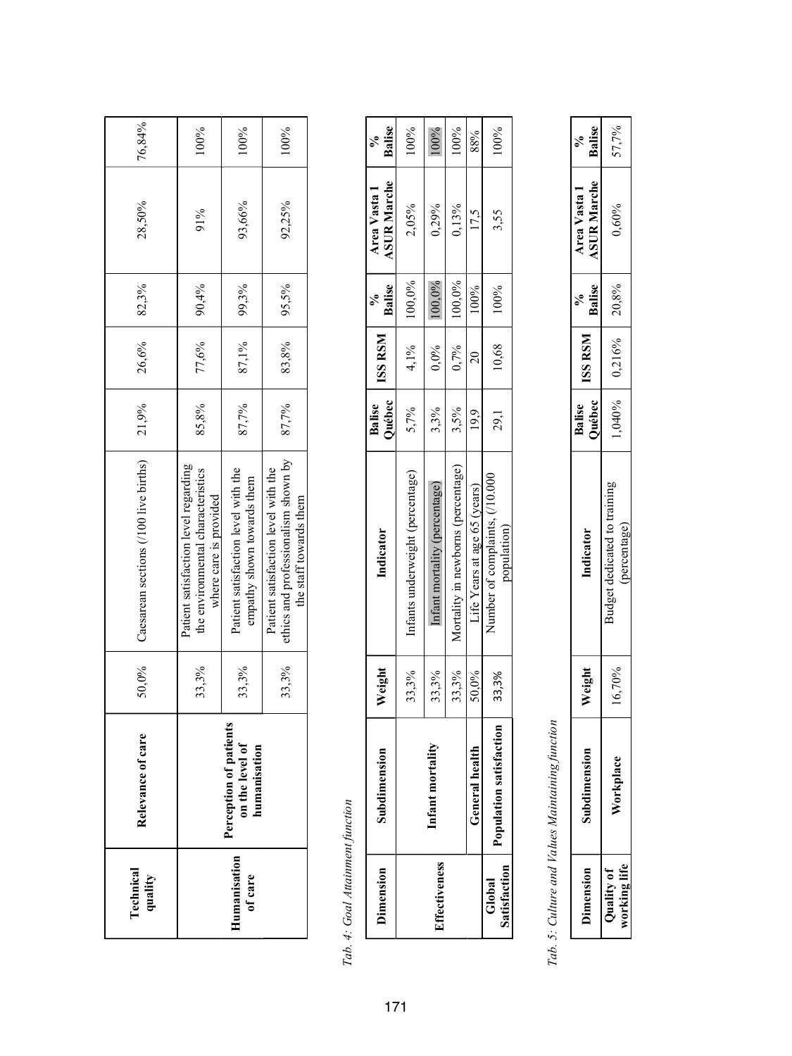| Technical quality | Relevance of care | 50,0% | Caesarean sections (/100 live births) | 21,9% | 26,6% | 82,3% | 28,50% | 76,84% |
|---|---|---|---|---|---|---|---|---|
| Humanisation of care | Perception of patients on the level of humanisation | 33,3% | Patient satisfaction level regarding the environmental characteristics where care is provided | 85,8% | 77,6% | 90,4% | 91% | 100% |
| | | 33,3% | Patient satisfaction level with the empathy shown towards them | 87,7% | 87,1% | 99,3% | 93,66% | 100% |
| | | 33,3% | Patient satisfaction level with the ethics and professionalism shown by the staff towards them | 87,7% | 83,8% | 95,5% | 92,25% | 100% |

*Tab. 4: Goal Attainment function*

| Dimension | Subdimension | Weight | Indicator | Balise Québec | ISS RSM | % Balise | Area Vasta 1 ASUR Marche | % Balise |
|---|---|---|---|---|---|---|---|---|
| Effectiveness | Infant mortality | 33,3% | Infants underweight (percentage) | 5,7% | 4,1% | 100,0% | 2,05% | 100% |
| | | 33,3% | Infant mortality (percentage) | 3,3% | 0,0% | 100,0% | 0,29% | 100% |
| | | 33,3% | Mortality in newborns (percentage) | 3,5% | 0,7% | 100,0% | 0,13% | 100% |
| | General health | 50,0% | Life Years at age 65 (years) | 19,9 | 20 | 100% | 17,5 | 88% |
| Global Satisfaction | Population satisfaction | 33,3% | Number of complaints, (/10.000 population) | 29,1 | 10,68 | 100% | 3,55 | 100% |

*Tab. 5: Culture and Values Maintaining function*

| Dimension | Subdimension | Weight | Indicator | Balise Québec | ISS RSM | % Balise | Area Vasta 1 ASUR Marche | % Balise |
|---|---|---|---|---|---|---|---|---|
| Quality of working life | Workplace | 16,70% | Budget dedicated to training (percentage) | 1,040% | 0,216% | 20,8% | 0,60% | 57,7% |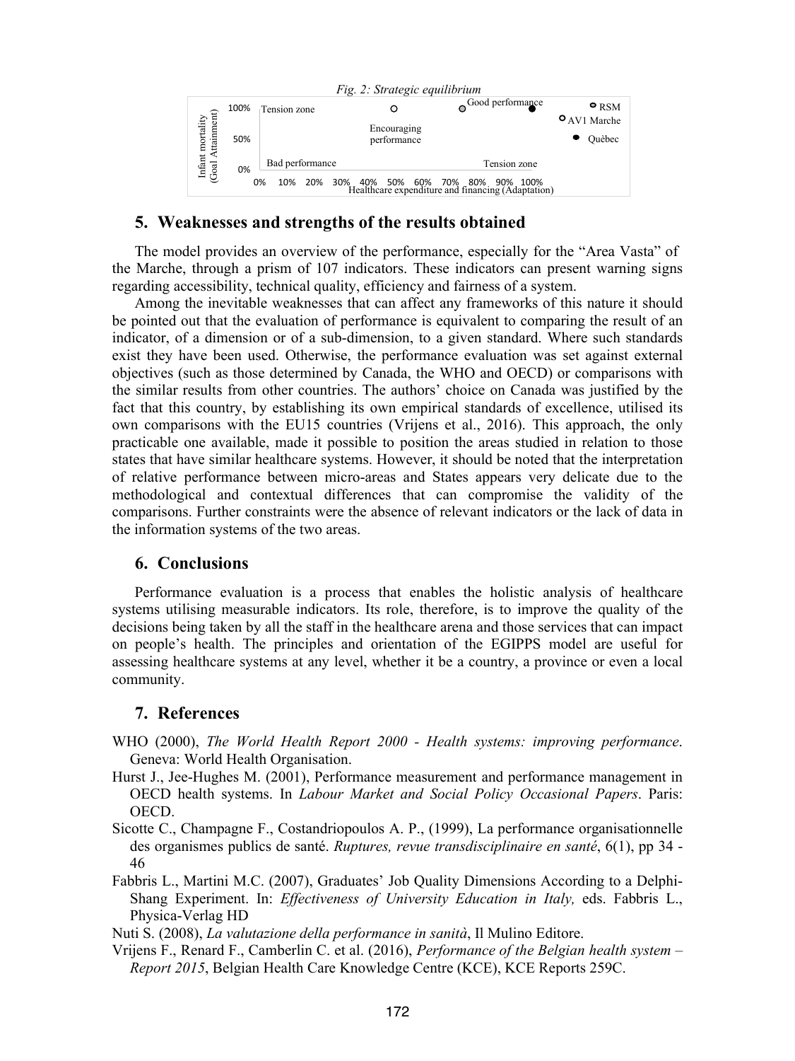*Fig. 2: Strategic equilibrium*

Infant mortality (Goal Attainment)

100%
50%
0%

Tension zone
Good performance
Encouraging performance
Bad performance
Tension zone

RSM
AV1 Marche
Québec

0% 10% 20% 30% 40% 50% 60% 70% 80% 90% 100%

Healthcare expenditure and financing (Adaptation)

## 5. Weaknesses and strengths of the results obtained

The model provides an overview of the performance, especially for the "Area Vasta" of the Marche, through a prism of 107 indicators. These indicators can present warning signs regarding accessibility, technical quality, efficiency and fairness of a system.

Among the inevitable weaknesses that can affect any frameworks of this nature it should be pointed out that the evaluation of performance is equivalent to comparing the result of an indicator, of a dimension or of a sub-dimension, to a given standard. Where such standards exist they have been used. Otherwise, the performance evaluation was set against external objectives (such as those determined by Canada, the WHO and OECD) or comparisons with the similar results from other countries. The authors' choice on Canada was justified by the fact that this country, by establishing its own empirical standards of excellence, utilised its own comparisons with the EU15 countries (Vrijens et al., 2016). This approach, the only practicable one available, made it possible to position the areas studied in relation to those states that have similar healthcare systems. However, it should be noted that the interpretation of relative performance between micro-areas and States appears very delicate due to the methodological and contextual differences that can compromise the validity of the comparisons. Further constraints were the absence of relevant indicators or the lack of data in the information systems of the two areas.

## 6. Conclusions

Performance evaluation is a process that enables the holistic analysis of healthcare systems utilising measurable indicators. Its role, therefore, is to improve the quality of the decisions being taken by all the staff in the healthcare arena and those services that can impact on people's health. The principles and orientation of the EGIPPS model are useful for assessing healthcare systems at any level, whether it be a country, a province or even a local community.

## 7. References

WHO (2000), *The World Health Report 2000 - Health systems: improving performance*. Geneva: World Health Organisation.

Hurst J., Jee-Hughes M. (2001), Performance measurement and performance management in OECD health systems. In *Labour Market and Social Policy Occasional Papers*. Paris: OECD.

Sicotte C., Champagne F., Costandriopoulos A. P., (1999), La performance organisationnelle des organismes publics de santé. *Ruptures, revue transdisciplinaire en santé*, 6(1), pp 34 - 46

Fabbris L., Martini M.C. (2007), Graduates' Job Quality Dimensions According to a Delphi-Shang Experiment. In: *Effectiveness of University Education in Italy,* eds. Fabbris L., Physica-Verlag HD

Nuti S. (2008), *La valutazione della performance in sanità*, Il Mulino Editore.

Vrijens F., Renard F., Camberlin C. et al. (2016), *Performance of the Belgian health system – Report 2015*, Belgian Health Care Knowledge Centre (KCE), KCE Reports 259C.